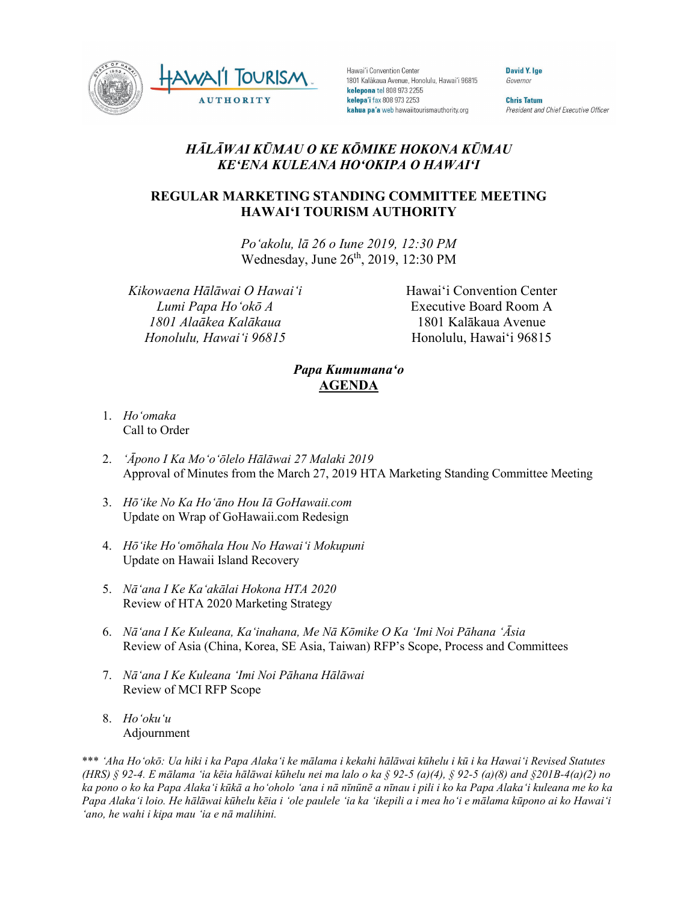Hawaiʻi Convention Center
1801 Kalākaua Avenue, Honolulu, Hawaiʻi 96815
**kelepona** tel 808 973 2255
**kelepaʻi** fax 808 973 2253
**kahua paʻa** web hawaiitourismauthority.org

**David Y. Ige**
*Governor*

**Chris Tatum**
*President and Chief Executive Officer*

# *HĀLĀWAI KŪMAU O KE KŌMIKE HOKONA KŪMAU*
# *KEʻENA KULEANA HOʻOKIPA O HAWAIʻI*

## REGULAR MARKETING STANDING COMMITTEE MEETING
## HAWAIʻI TOURISM AUTHORITY

*Poʻakolu, lā 26 o Iune 2019, 12:30 PM*
Wednesday, June 26th, 2019, 12:30 PM

*Kikowaena Hālāwai O Hawaiʻi*
*Lumi Papa Hoʻokō A*
*1801 Alaākea Kalākaua*
*Honolulu, Hawaiʻi 96815*

Hawaiʻi Convention Center
Executive Board Room A
1801 Kalākaua Avenue
Honolulu, Hawaiʻi 96815

***Papa Kumumanaʻo***
**AGENDA**

1. *Hoʻomaka*
   Call to Order

2. *ʻĀpono I Ka Moʻoʻōlelo Hālāwai 27 Malaki 2019*
   Approval of Minutes from the March 27, 2019 HTA Marketing Standing Committee Meeting

3. *Hōʻike No Ka Hoʻāno Hou Iā GoHawaii.com*
   Update on Wrap of GoHawaii.com Redesign

4. *Hōʻike Hoʻomōhala Hou No Hawaiʻi Mokupuni*
   Update on Hawaii Island Recovery

5. *Nāʻana I Ke Kaʻakālai Hokona HTA 2020*
   Review of HTA 2020 Marketing Strategy

6. *Nāʻana I Ke Kuleana, Kaʻinahana, Me Nā Kōmike O Ka ʻImi Noi Pāhana ʻĀsia*
   Review of Asia (China, Korea, SE Asia, Taiwan) RFP's Scope, Process and Committees

7. *Nāʻana I Ke Kuleana ʻImi Noi Pāhana Hālāwai*
   Review of MCI RFP Scope

8. *Hoʻokuʻu*
   Adjournment

*\*\*\* ʻAha Hoʻokō: Ua hiki i ka Papa Alakaʻi ke mālama i kekahi hālāwai kūhelu i kū i ka Hawaiʻi Revised Statutes (HRS) § 92-4. E mālama ʻia kēia hālāwai kūhelu nei ma lalo o ka § 92-5 (a)(4), § 92-5 (a)(8) and §201B-4(a)(2) no ka pono o ko ka Papa Alakaʻi kūkā a hoʻoholo ʻana i nā nīnūnē a nīnau i pili i ko ka Papa Alakaʻi kuleana me ko ka Papa Alakaʻi loio. He hālāwai kūhelu kēia i ʻole paulele ʻia ka ʻikepili a i mea hoʻi e mālama kūpono ai ko Hawaiʻi ʻano, he wahi i kipa mau ʻia e nā malihini.*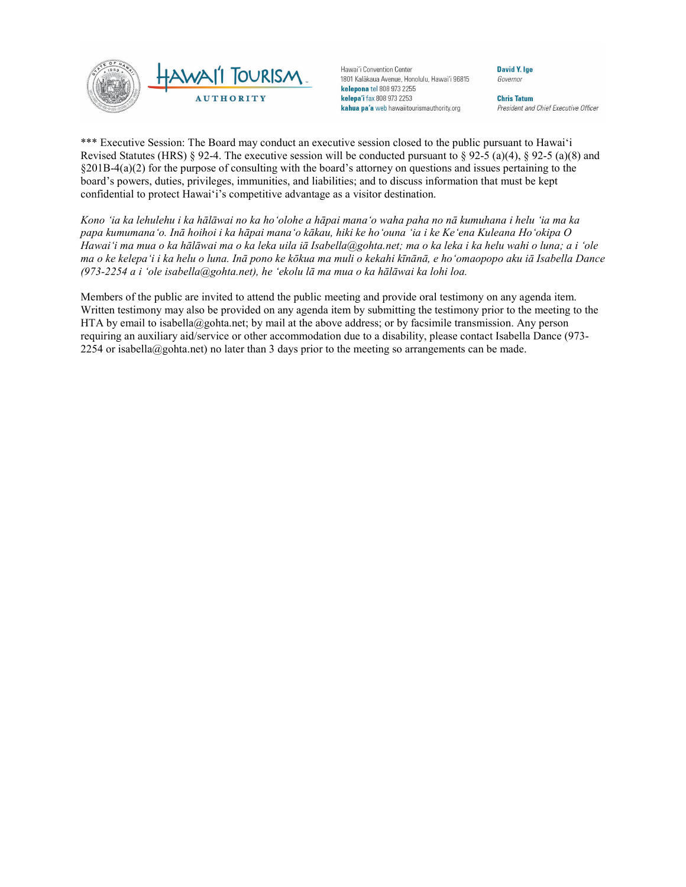Hawaiʻi Convention Center
1801 Kalākaua Avenue, Honolulu, Hawaiʻi 96815
**kelepona** tel 808 973 2255
**kelepaʻi** fax 808 973 2253
**kahua paʻa** web hawaiitourismauthority.org

**David Y. Ige**
*Governor*

**Chris Tatum**
*President and Chief Executive Officer*

*** Executive Session: The Board may conduct an executive session closed to the public pursuant to Hawaiʻi Revised Statutes (HRS) § 92-4. The executive session will be conducted pursuant to § 92-5 (a)(4), § 92-5 (a)(8) and §201B-4(a)(2) for the purpose of consulting with the board's attorney on questions and issues pertaining to the board's powers, duties, privileges, immunities, and liabilities; and to discuss information that must be kept confidential to protect Hawaiʻi's competitive advantage as a visitor destination.

*Kono ʻia ka lehulehu i ka hālāwai no ka hoʻolohe a hāpai manaʻo waha paha no nā kumuhana i helu ʻia ma ka papa kumumanaʻo. Inā hoihoi i ka hāpai manaʻo kākau, hiki ke hoʻouna ʻia i ke Keʻena Kuleana Hoʻokipa O Hawaiʻi ma mua o ka hālāwai ma o ka leka uila iā Isabella@gohta.net; ma o ka leka i ka helu wahi o luna; a i ʻole ma o ke kelepaʻi i ka helu o luna. Inā pono ke kōkua ma muli o kekahi kīnānā, e hoʻomaopopo aku iā Isabella Dance (973-2254 a i ʻole isabella@gohta.net), he ʻekolu lā ma mua o ka hālāwai ka lohi loa.*

Members of the public are invited to attend the public meeting and provide oral testimony on any agenda item. Written testimony may also be provided on any agenda item by submitting the testimony prior to the meeting to the HTA by email to isabella@gohta.net; by mail at the above address; or by facsimile transmission. Any person requiring an auxiliary aid/service or other accommodation due to a disability, please contact Isabella Dance (973-2254 or isabella@gohta.net) no later than 3 days prior to the meeting so arrangements can be made.